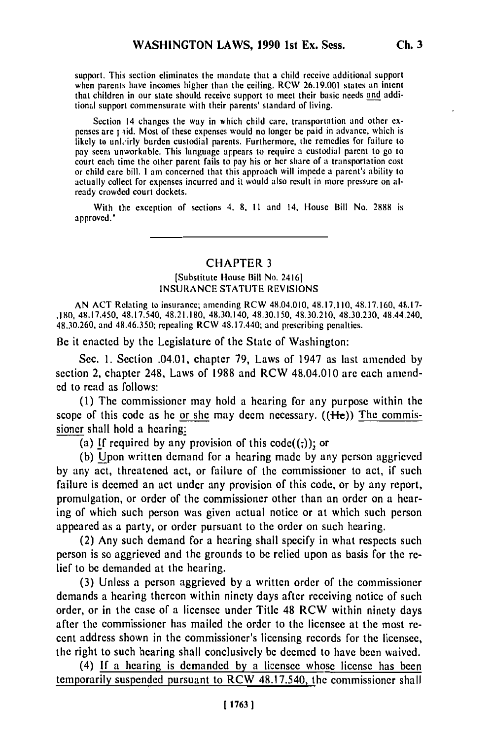support. This section eliminates the mandate that a child receive additional support when parents have incomes higher than the ceiling. RCW 26.19.001 states an intent that children in our state should receive support to meet their basic needs and additional support commensurate with their parents' standard of living.

Section 14 changes the way in which child care, transportation and other expenses are paid. Most of these expenses would no longer be paid in advance, which is likely to unfairly burden custodial parents. Furthermore, the remedies for failure to pay seem unworkable. This language appears to require a custodial parent to go to court each time the other parent fails to pay his or her share of a transportation cost or child care bill. I am concerned that this approach will impede a parent's ability to actually collect for expenses incurred and it would also result in more pressure on already crowded court dockets.

With the exception of sections 4, 8, 11 and 14, House Bill No. 2888 is approved."

---

## CHAPTER 3

[Substitute House Bill No. 2416]

INSURANCE STATUTE REVISIONS

AN ACT Relating to insurance; amending RCW 48.04.010, 48.17.110, 48.17.160, 48.17.180, 48.17.450, 48.17.540, 48.21.180, 48.30.140, 48.30.150, 48.30.210, 48.30.230, 48.44.240, 48.30.260, and 48.46.350; repealing RCW 48.17.440; and prescribing penalties.

Be it enacted by the Legislature of the State of Washington:

Sec. 1. Section .04.01, chapter 79, Laws of 1947 as last amended by section 2, chapter 248, Laws of 1988 and RCW 48.04.010 are each amended to read as follows:

(1) The commissioner may hold a hearing for any purpose within the scope of this code as he or she may deem necessary. ((He)) The commissioner shall hold a hearing:

(a) If required by any provision of this code((;)); or

(b) Upon written demand for a hearing made by any person aggrieved by any act, threatened act, or failure of the commissioner to act, if such failure is deemed an act under any provision of this code, or by any report, promulgation, or order of the commissioner other than an order on a hearing of which such person was given actual notice or at which such person appeared as a party, or order pursuant to the order on such hearing.

(2) Any such demand for a hearing shall specify in what respects such person is so aggrieved and the grounds to be relied upon as basis for the relief to be demanded at the hearing.

(3) Unless a person aggrieved by a written order of the commissioner demands a hearing thereon within ninety days after receiving notice of such order, or in the case of a licensee under Title 48 RCW within ninety days after the commissioner has mailed the order to the licensee at the most recent address shown in the commissioner's licensing records for the licensee, the right to such hearing shall conclusively be deemed to have been waived.

(4) If a hearing is demanded by a licensee whose license has been temporarily suspended pursuant to RCW 48.17.540, the commissioner shall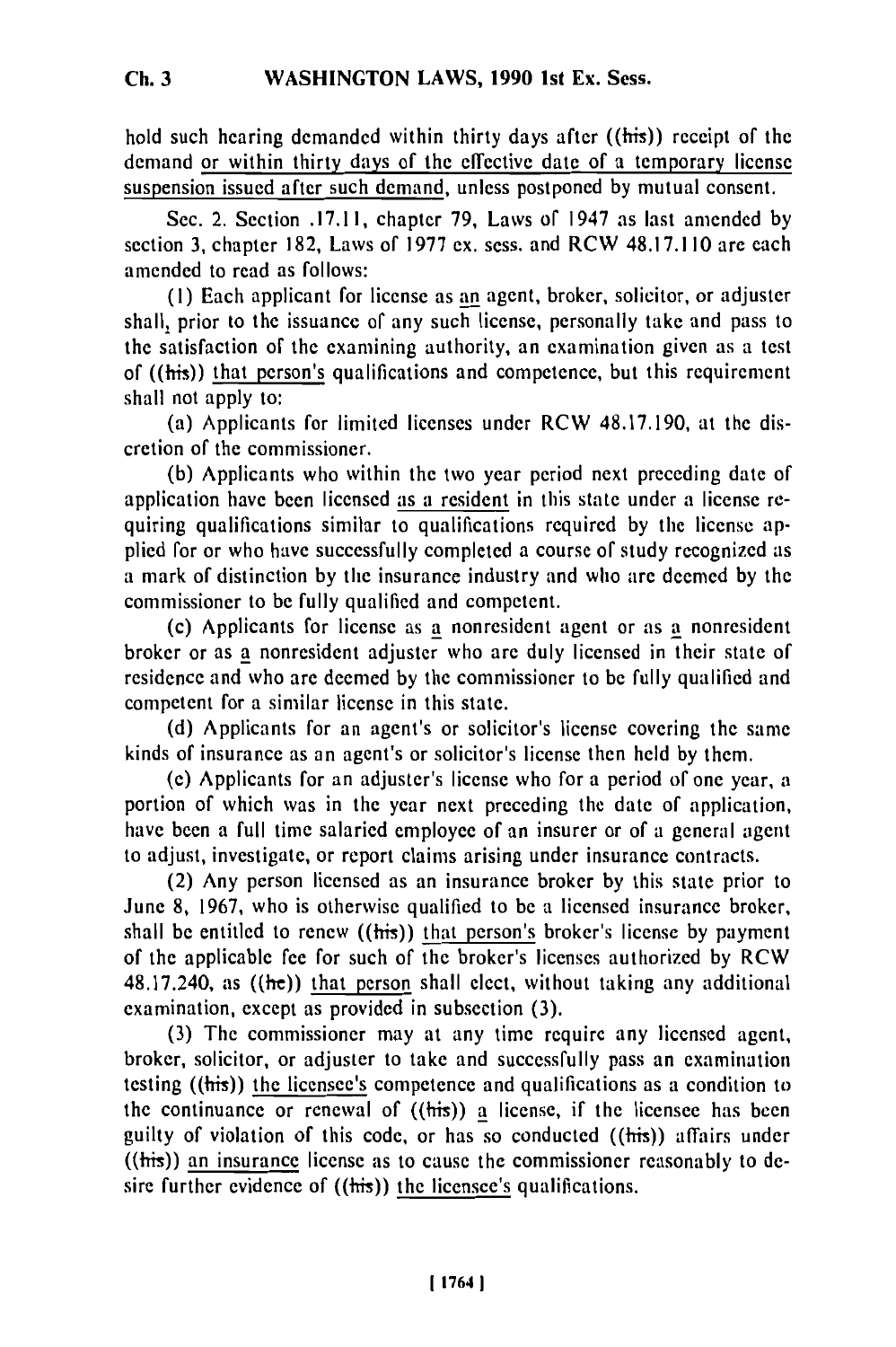hold such hearing demanded within thirty days after ((his)) receipt of the demand or within thirty days of the effective date of a temporary license suspension issued after such demand, unless postponed by mutual consent.

Sec. 2. Section .17.11, chapter 79, Laws of 1947 as last amended by section 3, chapter 182, Laws of 1977 ex. sess. and RCW 48.17.110 are each amended to read as follows:

(1) Each applicant for license as an agent, broker, solicitor, or adjuster shall, prior to the issuance of any such license, personally take and pass to the satisfaction of the examining authority, an examination given as a test of ((his)) that person's qualifications and competence, but this requirement shall not apply to:

(a) Applicants for limited licenses under RCW 48.17.190, at the discretion of the commissioner.

(b) Applicants who within the two year period next preceding date of application have been licensed as a resident in this state under a license requiring qualifications similar to qualifications required by the license applied for or who have successfully completed a course of study recognized as a mark of distinction by the insurance industry and who are deemed by the commissioner to be fully qualified and competent.

(c) Applicants for license as a nonresident agent or as a nonresident broker or as a nonresident adjuster who are duly licensed in their state of residence and who are deemed by the commissioner to be fully qualified and competent for a similar license in this state.

(d) Applicants for an agent's or solicitor's license covering the same kinds of insurance as an agent's or solicitor's license then held by them.

(e) Applicants for an adjuster's license who for a period of one year, a portion of which was in the year next preceding the date of application, have been a full time salaried employee of an insurer or of a general agent to adjust, investigate, or report claims arising under insurance contracts.

(2) Any person licensed as an insurance broker by this state prior to June 8, 1967, who is otherwise qualified to be a licensed insurance broker, shall be entitled to renew ((his)) that person's broker's license by payment of the applicable fee for such of the broker's licenses authorized by RCW 48.17.240, as ((he)) that person shall elect, without taking any additional examination, except as provided in subsection (3).

(3) The commissioner may at any time require any licensed agent, broker, solicitor, or adjuster to take and successfully pass an examination testing ((his)) the licensee's competence and qualifications as a condition to the continuance or renewal of ((his)) a license, if the licensee has been guilty of violation of this code, or has so conducted ((his)) affairs under ((his)) an insurance license as to cause the commissioner reasonably to desire further evidence of ((his)) the licensee's qualifications.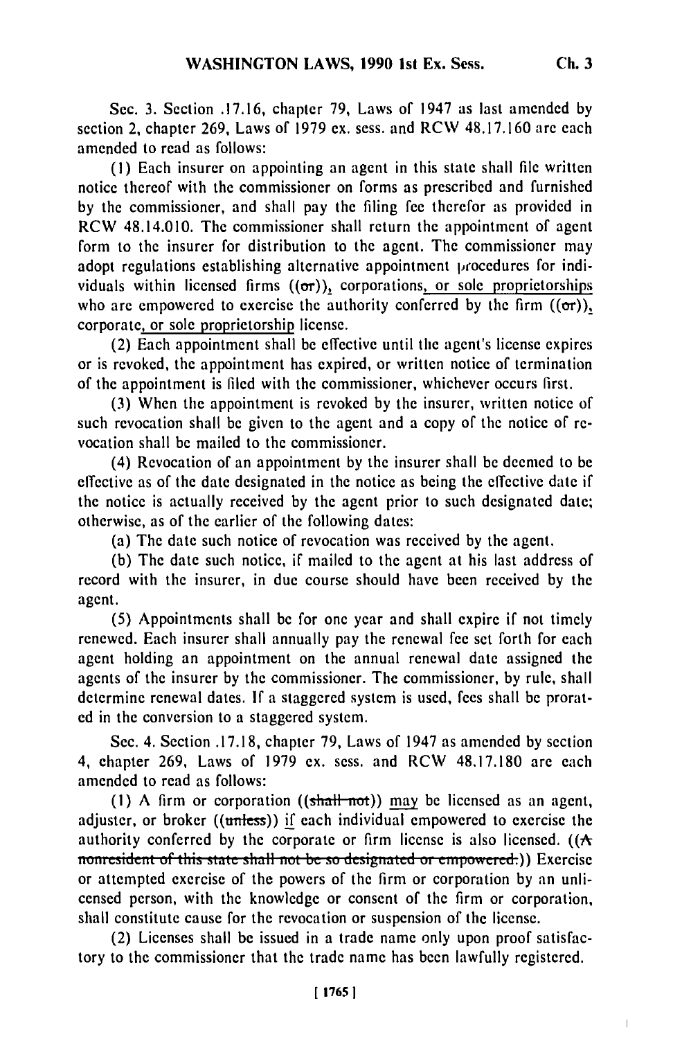Sec. 3. Section .17.16, chapter 79, Laws of 1947 as last amended by section 2, chapter 269, Laws of 1979 ex. sess. and RCW 48.17.160 are each amended to read as follows:

(1) Each insurer on appointing an agent in this state shall file written notice thereof with the commissioner on forms as prescribed and furnished by the commissioner, and shall pay the filing fee therefor as provided in RCW 48.14.010. The commissioner shall return the appointment of agent form to the insurer for distribution to the agent. The commissioner may adopt regulations establishing alternative appointment procedures for individuals within licensed firms ((~~or~~)), corporations, or sole proprietorships who are empowered to exercise the authority conferred by the firm ((~~or~~)), corporate, or sole proprietorship license.

(2) Each appointment shall be effective until the agent's license expires or is revoked, the appointment has expired, or written notice of termination of the appointment is filed with the commissioner, whichever occurs first.

(3) When the appointment is revoked by the insurer, written notice of such revocation shall be given to the agent and a copy of the notice of revocation shall be mailed to the commissioner.

(4) Revocation of an appointment by the insurer shall be deemed to be effective as of the date designated in the notice as being the effective date if the notice is actually received by the agent prior to such designated date; otherwise, as of the earlier of the following dates:

(a) The date such notice of revocation was received by the agent.

(b) The date such notice, if mailed to the agent at his last address of record with the insurer, in due course should have been received by the agent.

(5) Appointments shall be for one year and shall expire if not timely renewed. Each insurer shall annually pay the renewal fee set forth for each agent holding an appointment on the annual renewal date assigned the agents of the insurer by the commissioner. The commissioner, by rule, shall determine renewal dates. If a staggered system is used, fees shall be prorated in the conversion to a staggered system.

Sec. 4. Section .17.18, chapter 79, Laws of 1947 as amended by section 4, chapter 269, Laws of 1979 ex. sess. and RCW 48.17.180 are each amended to read as follows:

(1) A firm or corporation ((~~shall not~~)) may be licensed as an agent, adjuster, or broker ((~~unless~~)) if each individual empowered to exercise the authority conferred by the corporate or firm license is also licensed. ((~~A nonresident of this state shall not be so designated or empowered.~~)) Exercise or attempted exercise of the powers of the firm or corporation by an unlicensed person, with the knowledge or consent of the firm or corporation, shall constitute cause for the revocation or suspension of the license.

(2) Licenses shall be issued in a trade name only upon proof satisfactory to the commissioner that the trade name has been lawfully registered.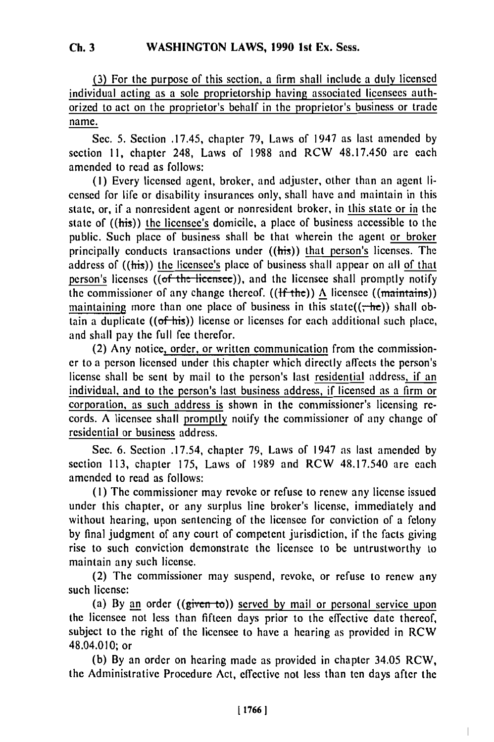(3) For the purpose of this section, a firm shall include a duly licensed individual acting as a sole proprietorship having associated licensees authorized to act on the proprietor's behalf in the proprietor's business or trade name.

Sec. 5. Section .17.45, chapter 79, Laws of 1947 as last amended by section 11, chapter 248, Laws of 1988 and RCW 48.17.450 are each amended to read as follows:

(1) Every licensed agent, broker, and adjuster, other than an agent licensed for life or disability insurances only, shall have and maintain in this state, or, if a nonresident agent or nonresident broker, in this state or in the state of ((his)) the licensee's domicile, a place of business accessible to the public. Such place of business shall be that wherein the agent or broker principally conducts transactions under ((his)) that person's licenses. The address of ((his)) the licensee's place of business shall appear on all of that person's licenses ((of the licensee)), and the licensee shall promptly notify the commissioner of any change thereof. ((If the)) A licensee ((maintains)) maintaining more than one place of business in this state((, he)) shall obtain a duplicate ((of his)) license or licenses for each additional such place, and shall pay the full fee therefor.

(2) Any notice, order, or written communication from the commissioner to a person licensed under this chapter which directly affects the person's license shall be sent by mail to the person's last residential address, if an individual, and to the person's last business address, if licensed as a firm or corporation, as such address is shown in the commissioner's licensing records. A licensee shall promptly notify the commissioner of any change of residential or business address.

Sec. 6. Section .17.54, chapter 79, Laws of 1947 as last amended by section 113, chapter 175, Laws of 1989 and RCW 48.17.540 are each amended to read as follows:

(1) The commissioner may revoke or refuse to renew any license issued under this chapter, or any surplus line broker's license, immediately and without hearing, upon sentencing of the licensee for conviction of a felony by final judgment of any court of competent jurisdiction, if the facts giving rise to such conviction demonstrate the licensee to be untrustworthy to maintain any such license.

(2) The commissioner may suspend, revoke, or refuse to renew any such license:

(a) By an order ((given to)) served by mail or personal service upon the licensee not less than fifteen days prior to the effective date thereof, subject to the right of the licensee to have a hearing as provided in RCW 48.04.010; or

(b) By an order on hearing made as provided in chapter 34.05 RCW, the Administrative Procedure Act, effective not less than ten days after the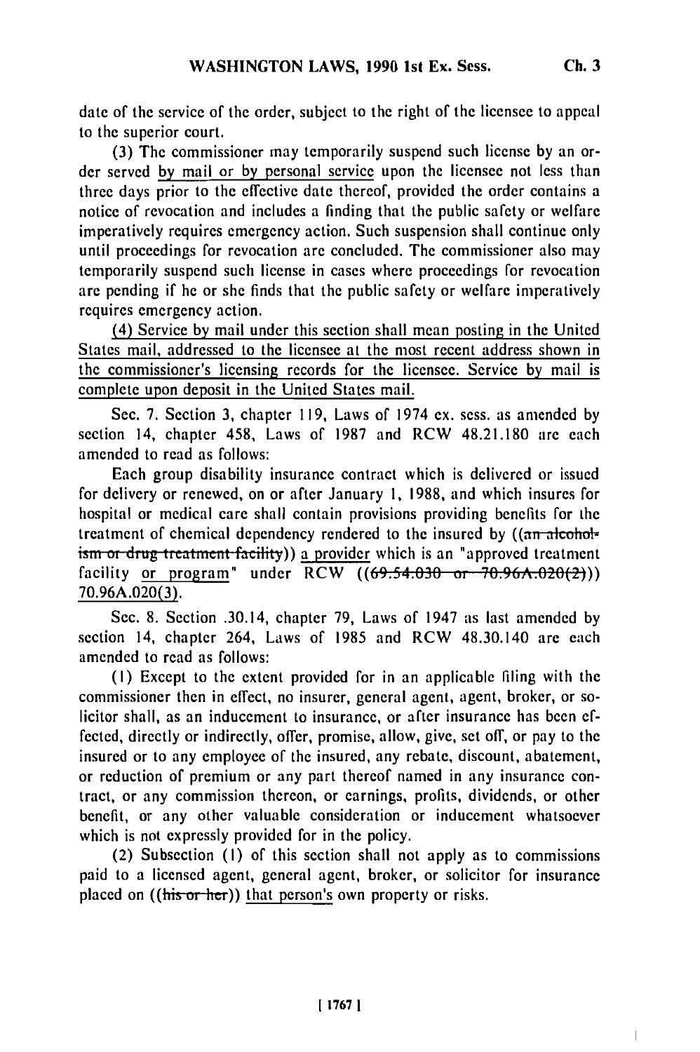date of the service of the order, subject to the right of the licensee to appeal to the superior court.

(3) The commissioner may temporarily suspend such license by an order served by mail or by personal service upon the licensee not less than three days prior to the effective date thereof, provided the order contains a notice of revocation and includes a finding that the public safety or welfare imperatively requires emergency action. Such suspension shall continue only until proceedings for revocation are concluded. The commissioner also may temporarily suspend such license in cases where proceedings for revocation are pending if he or she finds that the public safety or welfare imperatively requires emergency action.

(4) Service by mail under this section shall mean posting in the United States mail, addressed to the licensee at the most recent address shown in the commissioner's licensing records for the licensee. Service by mail is complete upon deposit in the United States mail.

Sec. 7. Section 3, chapter 119, Laws of 1974 ex. sess. as amended by section 14, chapter 458, Laws of 1987 and RCW 48.21.180 are each amended to read as follows:

Each group disability insurance contract which is delivered or issued for delivery or renewed, on or after January 1, 1988, and which insures for hospital or medical care shall contain provisions providing benefits for the treatment of chemical dependency rendered to the insured by ((~~an alcoholism or drug treatment facility~~)) a provider which is an "approved treatment facility or program" under RCW ((~~69.54.030 or 70.96A.020(2)~~)) 70.96A.020(3).

Sec. 8. Section .30.14, chapter 79, Laws of 1947 as last amended by section 14, chapter 264, Laws of 1985 and RCW 48.30.140 are each amended to read as follows:

(1) Except to the extent provided for in an applicable filing with the commissioner then in effect, no insurer, general agent, agent, broker, or solicitor shall, as an inducement to insurance, or after insurance has been effected, directly or indirectly, offer, promise, allow, give, set off, or pay to the insured or to any employee of the insured, any rebate, discount, abatement, or reduction of premium or any part thereof named in any insurance contract, or any commission thereon, or earnings, profits, dividends, or other benefit, or any other valuable consideration or inducement whatsoever which is not expressly provided for in the policy.

(2) Subsection (1) of this section shall not apply as to commissions paid to a licensed agent, general agent, broker, or solicitor for insurance placed on ((~~his or her~~)) that person's own property or risks.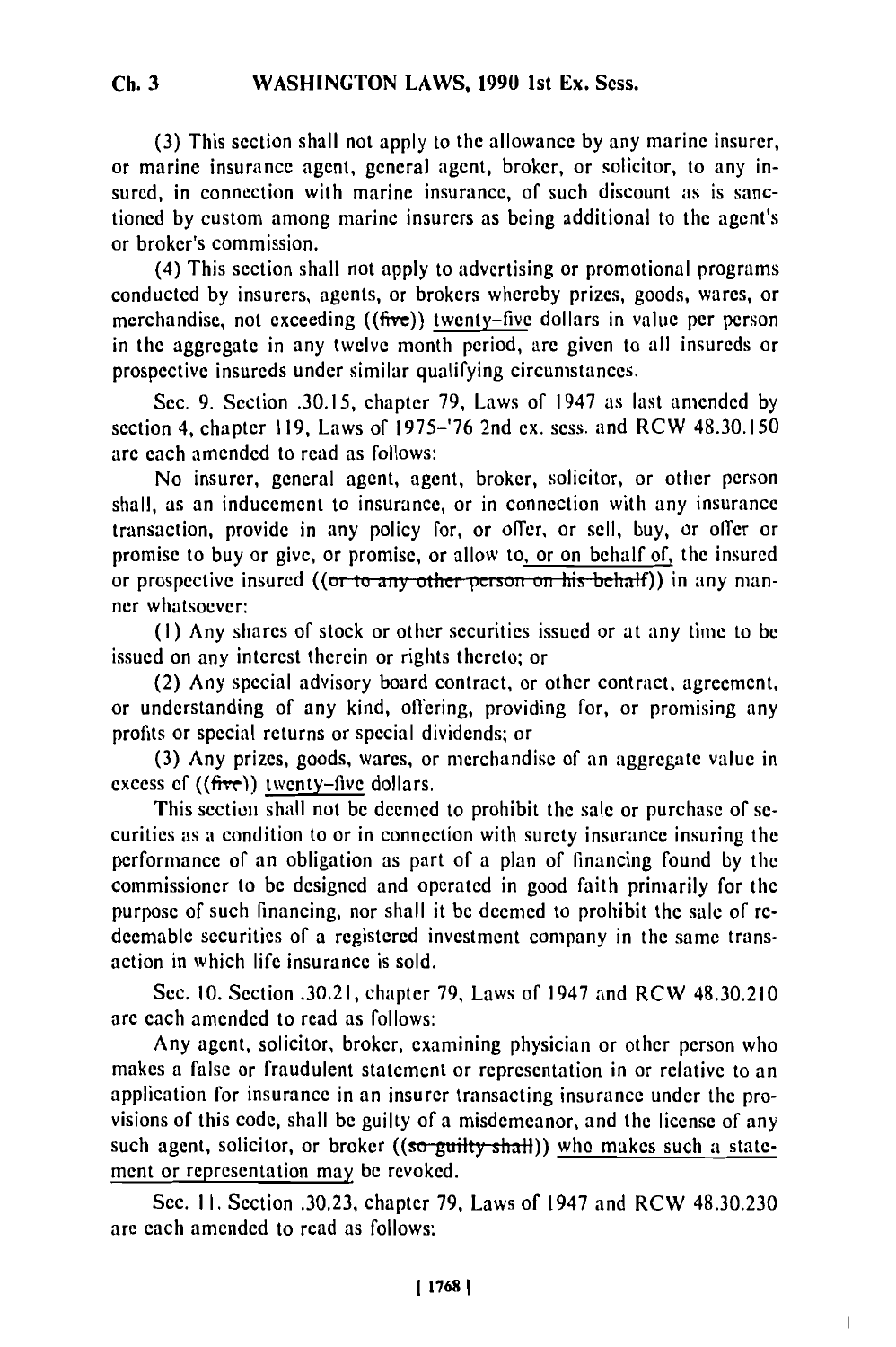(3) This section shall not apply to the allowance by any marine insurer, or marine insurance agent, general agent, broker, or solicitor, to any insured, in connection with marine insurance, of such discount as is sanctioned by custom among marine insurers as being additional to the agent's or broker's commission.

(4) This section shall not apply to advertising or promotional programs conducted by insurers, agents, or brokers whereby prizes, goods, wares, or merchandise, not exceeding ((~~five~~)) twenty-five dollars in value per person in the aggregate in any twelve month period, are given to all insureds or prospective insureds under similar qualifying circumstances.

Sec. 9. Section .30.15, chapter 79, Laws of 1947 as last amended by section 4, chapter 119, Laws of 1975-'76 2nd ex. sess. and RCW 48.30.150 are each amended to read as follows:

No insurer, general agent, agent, broker, solicitor, or other person shall, as an inducement to insurance, or in connection with any insurance transaction, provide in any policy for, or offer, or sell, buy, or offer or promise to buy or give, or promise, or allow to, or on behalf of, the insured or prospective insured ((~~or to any other person on his behalf~~)) in any manner whatsoever:

(1) Any shares of stock or other securities issued or at any time to be issued on any interest therein or rights thereto; or

(2) Any special advisory board contract, or other contract, agreement, or understanding of any kind, offering, providing for, or promising any profits or special returns or special dividends; or

(3) Any prizes, goods, wares, or merchandise of an aggregate value in excess of ((~~five~~)) twenty-five dollars.

This section shall not be deemed to prohibit the sale or purchase of securities as a condition to or in connection with surety insurance insuring the performance of an obligation as part of a plan of financing found by the commissioner to be designed and operated in good faith primarily for the purpose of such financing, nor shall it be deemed to prohibit the sale of redeemable securities of a registered investment company in the same transaction in which life insurance is sold.

Sec. 10. Section .30.21, chapter 79, Laws of 1947 and RCW 48.30.210 are each amended to read as follows:

Any agent, solicitor, broker, examining physician or other person who makes a false or fraudulent statement or representation in or relative to an application for insurance in an insurer transacting insurance under the provisions of this code, shall be guilty of a misdemeanor, and the license of any such agent, solicitor, or broker ((~~so guilty shall~~)) who makes such a statement or representation may be revoked.

Sec. 11. Section .30.23, chapter 79, Laws of 1947 and RCW 48.30.230 are each amended to read as follows: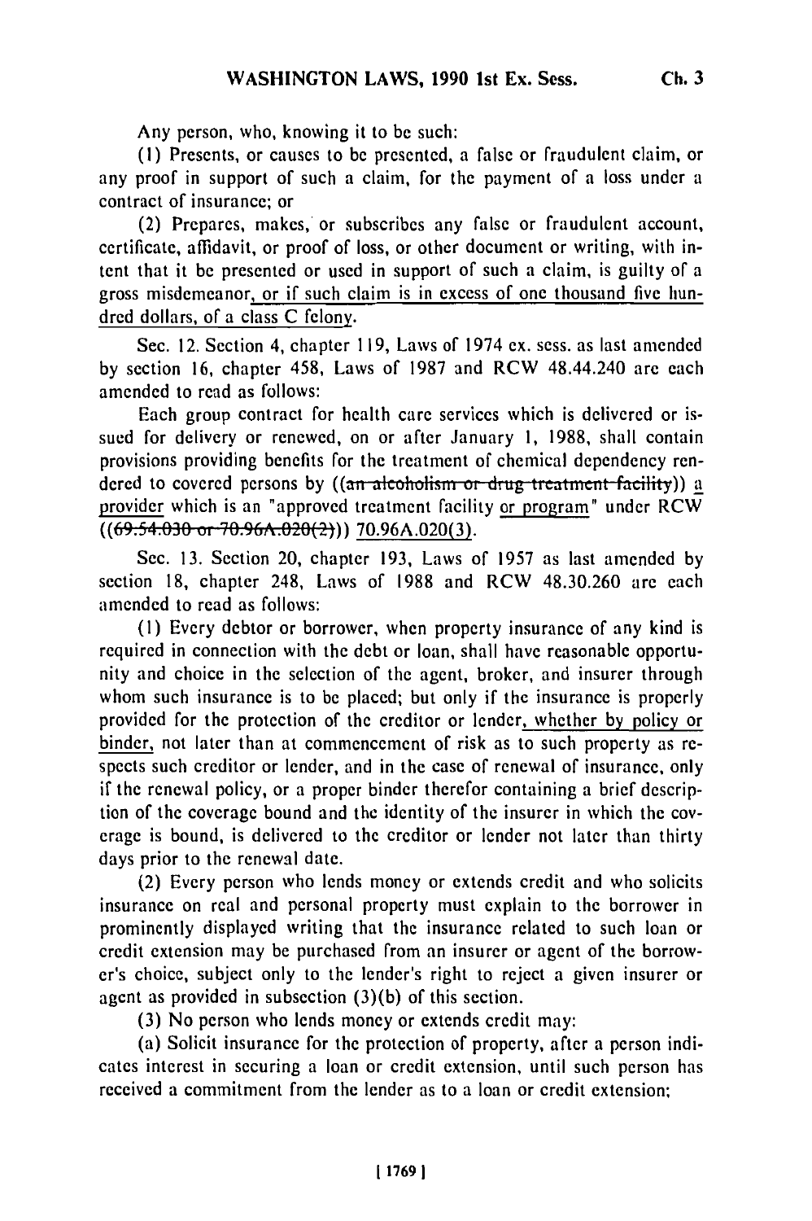Any person, who, knowing it to be such:

(1) Presents, or causes to be presented, a false or fraudulent claim, or any proof in support of such a claim, for the payment of a loss under a contract of insurance; or

(2) Prepares, makes, or subscribes any false or fraudulent account, certificate, affidavit, or proof of loss, or other document or writing, with intent that it be presented or used in support of such a claim, is guilty of a gross misdemeanor, or if such claim is in excess of one thousand five hundred dollars, of a class C felony.

Sec. 12. Section 4, chapter 119, Laws of 1974 ex. sess. as last amended by section 16, chapter 458, Laws of 1987 and RCW 48.44.240 are each amended to read as follows:

Each group contract for health care services which is delivered or issued for delivery or renewed, on or after January 1, 1988, shall contain provisions providing benefits for the treatment of chemical dependency rendered to covered persons by ((~~an alcoholism or drug treatment facility~~)) a provider which is an "approved treatment facility or program" under RCW ((~~69.54.030 or 70.96A.020(2)~~)) 70.96A.020(3).

Sec. 13. Section 20, chapter 193, Laws of 1957 as last amended by section 18, chapter 248, Laws of 1988 and RCW 48.30.260 are each amended to read as follows:

(1) Every debtor or borrower, when property insurance of any kind is required in connection with the debt or loan, shall have reasonable opportunity and choice in the selection of the agent, broker, and insurer through whom such insurance is to be placed; but only if the insurance is properly provided for the protection of the creditor or lender, whether by policy or binder, not later than at commencement of risk as to such property as respects such creditor or lender, and in the case of renewal of insurance, only if the renewal policy, or a proper binder therefor containing a brief description of the coverage bound and the identity of the insurer in which the coverage is bound, is delivered to the creditor or lender not later than thirty days prior to the renewal date.

(2) Every person who lends money or extends credit and who solicits insurance on real and personal property must explain to the borrower in prominently displayed writing that the insurance related to such loan or credit extension may be purchased from an insurer or agent of the borrower's choice, subject only to the lender's right to reject a given insurer or agent as provided in subsection (3)(b) of this section.

(3) No person who lends money or extends credit may:

(a) Solicit insurance for the protection of property, after a person indicates interest in securing a loan or credit extension, until such person has received a commitment from the lender as to a loan or credit extension;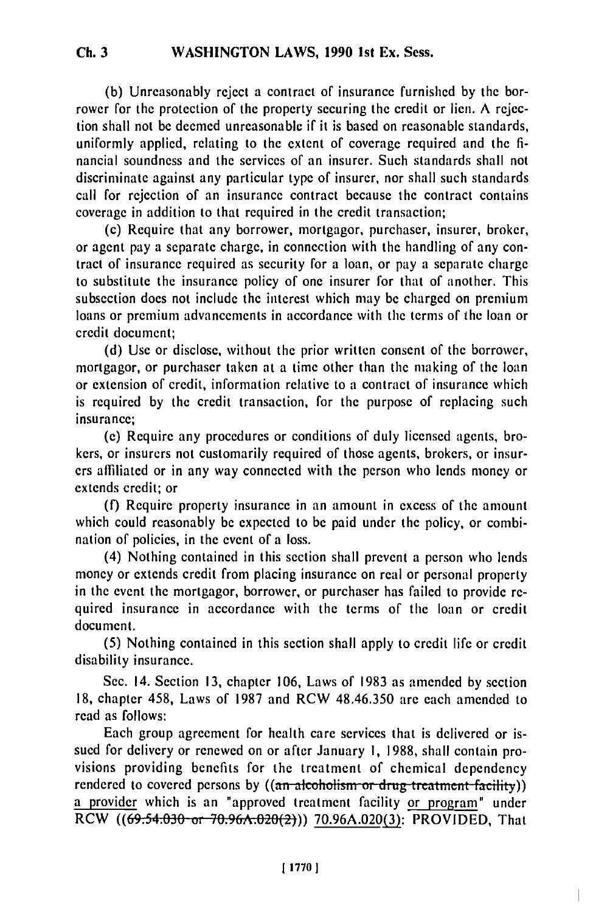(b) Unreasonably reject a contract of insurance furnished by the borrower for the protection of the property securing the credit or lien. A rejection shall not be deemed unreasonable if it is based on reasonable standards, uniformly applied, relating to the extent of coverage required and the financial soundness and the services of an insurer. Such standards shall not discriminate against any particular type of insurer, nor shall such standards call for rejection of an insurance contract because the contract contains coverage in addition to that required in the credit transaction;

(c) Require that any borrower, mortgagor, purchaser, insurer, broker, or agent pay a separate charge, in connection with the handling of any contract of insurance required as security for a loan, or pay a separate charge to substitute the insurance policy of one insurer for that of another. This subsection does not include the interest which may be charged on premium loans or premium advancements in accordance with the terms of the loan or credit document;

(d) Use or disclose, without the prior written consent of the borrower, mortgagor, or purchaser taken at a time other than the making of the loan or extension of credit, information relative to a contract of insurance which is required by the credit transaction, for the purpose of replacing such insurance;

(e) Require any procedures or conditions of duly licensed agents, brokers, or insurers not customarily required of those agents, brokers, or insurers affiliated or in any way connected with the person who lends money or extends credit; or

(f) Require property insurance in an amount in excess of the amount which could reasonably be expected to be paid under the policy, or combination of policies, in the event of a loss.

(4) Nothing contained in this section shall prevent a person who lends money or extends credit from placing insurance on real or personal property in the event the mortgagor, borrower, or purchaser has failed to provide required insurance in accordance with the terms of the loan or credit document.

(5) Nothing contained in this section shall apply to credit life or credit disability insurance.

Sec. 14. Section 13, chapter 106, Laws of 1983 as amended by section 18, chapter 458, Laws of 1987 and RCW 48.46.350 are each amended to read as follows:

Each group agreement for health care services that is delivered or issued for delivery or renewed on or after January 1, 1988, shall contain provisions providing benefits for the treatment of chemical dependency rendered to covered persons by ((~~an alcoholism or drug treatment facility~~)) <u>a provider</u> which is an "approved treatment facility <u>or program</u>" under RCW ((~~69.54.030 or 70.96A.020(2)~~)) <u>70.96A.020(3)</u>: PROVIDED, That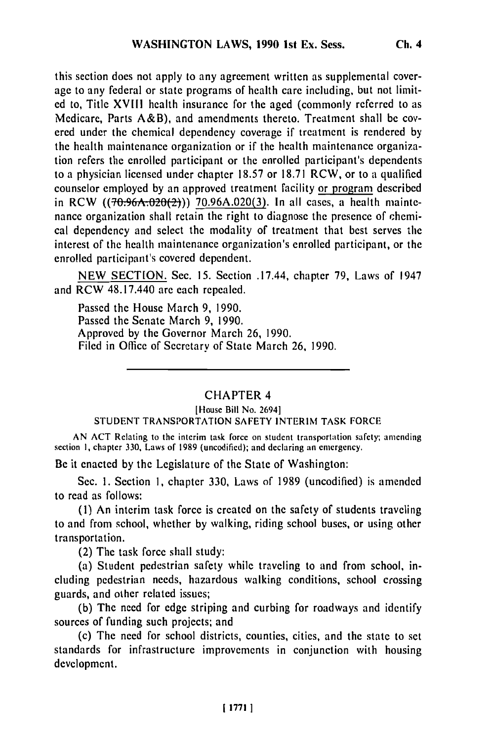this section does not apply to any agreement written as supplemental coverage to any federal or state programs of health care including, but not limited to, Title XVIII health insurance for the aged (commonly referred to as Medicare, Parts A&B), and amendments thereto. Treatment shall be covered under the chemical dependency coverage if treatment is rendered by the health maintenance organization or if the health maintenance organization refers the enrolled participant or the enrolled participant's dependents to a physician licensed under chapter 18.57 or 18.71 RCW, or to a qualified counselor employed by an approved treatment facility or program described in RCW ((~~70.96A.020(2)~~)) 70.96A.020(3). In all cases, a health maintenance organization shall retain the right to diagnose the presence of chemical dependency and select the modality of treatment that best serves the interest of the health maintenance organization's enrolled participant, or the enrolled participant's covered dependent.

NEW SECTION. Sec. 15. Section .17.44, chapter 79, Laws of 1947 and RCW 48.17.440 are each repealed.

Passed the House March 9, 1990.
Passed the Senate March 9, 1990.
Approved by the Governor March 26, 1990.
Filed in Office of Secretary of State March 26, 1990.

---

## CHAPTER 4

[House Bill No. 2694]
STUDENT TRANSPORTATION SAFETY INTERIM TASK FORCE

AN ACT Relating to the interim task force on student transportation safety; amending section 1, chapter 330, Laws of 1989 (uncodified); and declaring an emergency.

Be it enacted by the Legislature of the State of Washington:

Sec. 1. Section 1, chapter 330, Laws of 1989 (uncodified) is amended to read as follows:

(1) An interim task force is created on the safety of students traveling to and from school, whether by walking, riding school buses, or using other transportation.

(2) The task force shall study:

(a) Student pedestrian safety while traveling to and from school, including pedestrian needs, hazardous walking conditions, school crossing guards, and other related issues;

(b) The need for edge striping and curbing for roadways and identify sources of funding such projects; and

(c) The need for school districts, counties, cities, and the state to set standards for infrastructure improvements in conjunction with housing development.